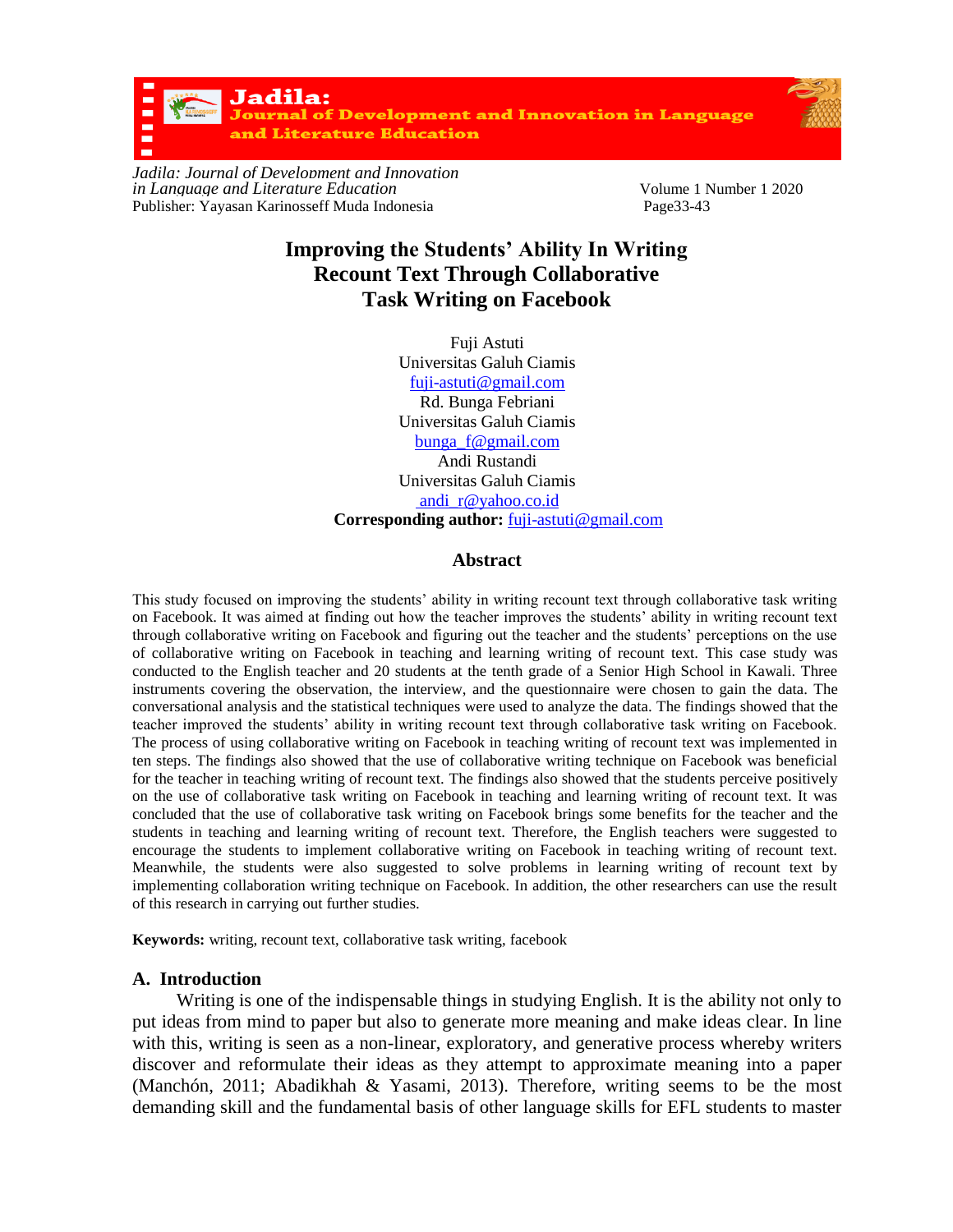# Improving the Students' Ability In Writing Recount Text Through Collaborative Task Writing on Facebook

Fuji Astuti
Universitas Galuh Ciamis
fuji-astuti@gmail.com

Rd. Bunga Febriani
Universitas Galuh Ciamis
bunga_f@gmail.com

Andi Rustandi
Universitas Galuh Ciamis
andi_r@yahoo.co.id

**Corresponding author:** fuji-astuti@gmail.com

## Abstract

This study focused on improving the students' ability in writing recount text through collaborative task writing on Facebook. It was aimed at finding out how the teacher improves the students' ability in writing recount text through collaborative writing on Facebook and figuring out the teacher and the students' perceptions on the use of collaborative writing on Facebook in teaching and learning writing of recount text. This case study was conducted to the English teacher and 20 students at the tenth grade of a Senior High School in Kawali. Three instruments covering the observation, the interview, and the questionnaire were chosen to gain the data. The conversational analysis and the statistical techniques were used to analyze the data. The findings showed that the teacher improved the students' ability in writing recount text through collaborative task writing on Facebook. The process of using collaborative writing on Facebook in teaching writing of recount text was implemented in ten steps. The findings also showed that the use of collaborative writing technique on Facebook was beneficial for the teacher in teaching writing of recount text. The findings also showed that the students perceive positively on the use of collaborative task writing on Facebook in teaching and learning writing of recount text. It was concluded that the use of collaborative task writing on Facebook brings some benefits for the teacher and the students in teaching and learning writing of recount text. Therefore, the English teachers were suggested to encourage the students to implement collaborative writing on Facebook in teaching writing of recount text. Meanwhile, the students were also suggested to solve problems in learning writing of recount text by implementing collaboration writing technique on Facebook. In addition, the other researchers can use the result of this research in carrying out further studies.

**Keywords:** writing, recount text, collaborative task writing, facebook

## A. Introduction

Writing is one of the indispensable things in studying English. It is the ability not only to put ideas from mind to paper but also to generate more meaning and make ideas clear. In line with this, writing is seen as a non-linear, exploratory, and generative process whereby writers discover and reformulate their ideas as they attempt to approximate meaning into a paper (Manchón, 2011; Abadikhah & Yasami, 2013). Therefore, writing seems to be the most demanding skill and the fundamental basis of other language skills for EFL students to master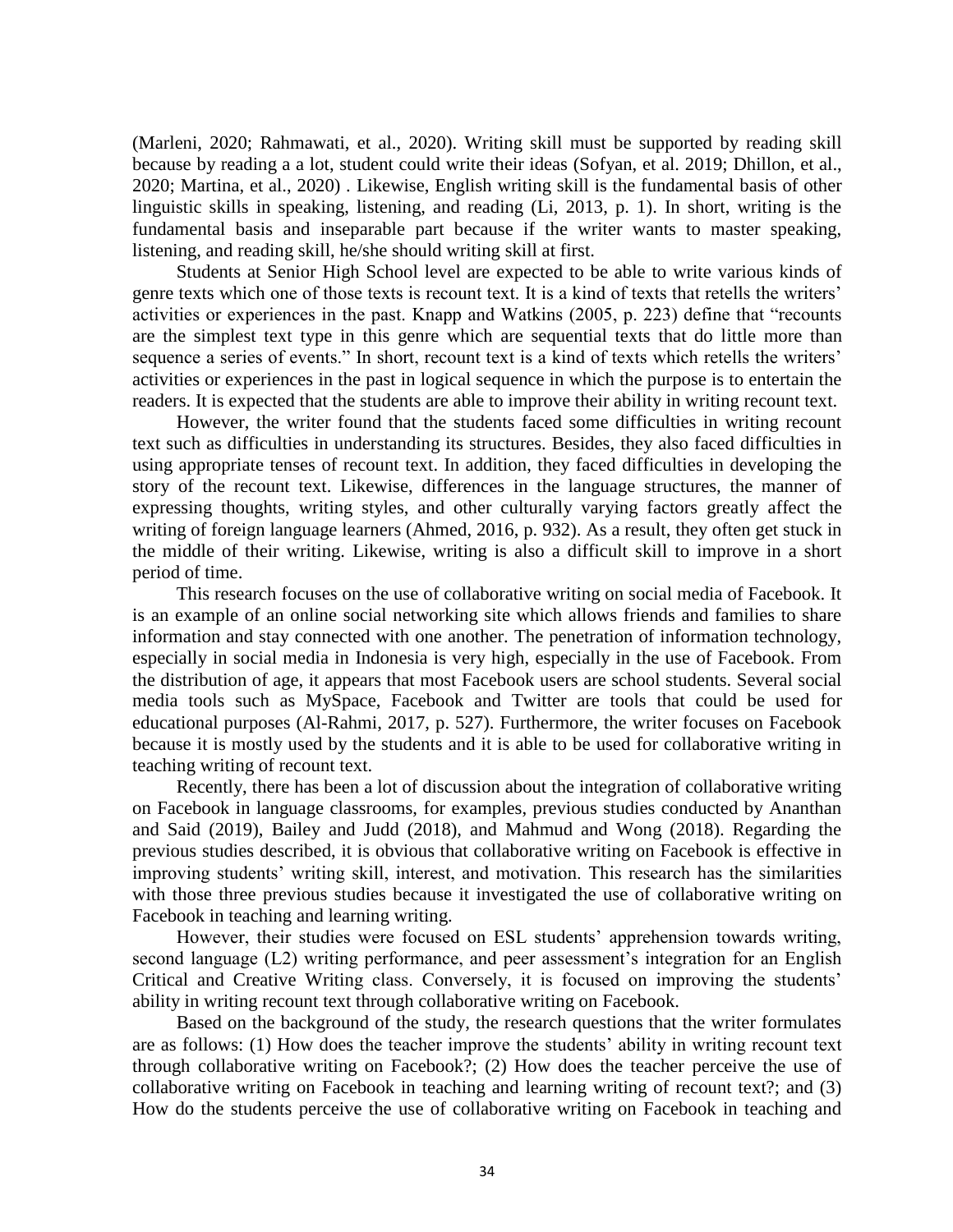(Marleni, 2020; Rahmawati, et al., 2020). Writing skill must be supported by reading skill because by reading a a lot, student could write their ideas (Sofyan, et al. 2019; Dhillon, et al., 2020; Martina, et al., 2020) . Likewise, English writing skill is the fundamental basis of other linguistic skills in speaking, listening, and reading (Li, 2013, p. 1). In short, writing is the fundamental basis and inseparable part because if the writer wants to master speaking, listening, and reading skill, he/she should writing skill at first.

Students at Senior High School level are expected to be able to write various kinds of genre texts which one of those texts is recount text. It is a kind of texts that retells the writers' activities or experiences in the past. Knapp and Watkins (2005, p. 223) define that "recounts are the simplest text type in this genre which are sequential texts that do little more than sequence a series of events." In short, recount text is a kind of texts which retells the writers' activities or experiences in the past in logical sequence in which the purpose is to entertain the readers. It is expected that the students are able to improve their ability in writing recount text.

However, the writer found that the students faced some difficulties in writing recount text such as difficulties in understanding its structures. Besides, they also faced difficulties in using appropriate tenses of recount text. In addition, they faced difficulties in developing the story of the recount text. Likewise, differences in the language structures, the manner of expressing thoughts, writing styles, and other culturally varying factors greatly affect the writing of foreign language learners (Ahmed, 2016, p. 932). As a result, they often get stuck in the middle of their writing. Likewise, writing is also a difficult skill to improve in a short period of time.

This research focuses on the use of collaborative writing on social media of Facebook. It is an example of an online social networking site which allows friends and families to share information and stay connected with one another. The penetration of information technology, especially in social media in Indonesia is very high, especially in the use of Facebook. From the distribution of age, it appears that most Facebook users are school students. Several social media tools such as MySpace, Facebook and Twitter are tools that could be used for educational purposes (Al-Rahmi, 2017, p. 527). Furthermore, the writer focuses on Facebook because it is mostly used by the students and it is able to be used for collaborative writing in teaching writing of recount text.

Recently, there has been a lot of discussion about the integration of collaborative writing on Facebook in language classrooms, for examples, previous studies conducted by Ananthan and Said (2019), Bailey and Judd (2018), and Mahmud and Wong (2018). Regarding the previous studies described, it is obvious that collaborative writing on Facebook is effective in improving students' writing skill, interest, and motivation. This research has the similarities with those three previous studies because it investigated the use of collaborative writing on Facebook in teaching and learning writing.

However, their studies were focused on ESL students' apprehension towards writing, second language (L2) writing performance, and peer assessment's integration for an English Critical and Creative Writing class. Conversely, it is focused on improving the students' ability in writing recount text through collaborative writing on Facebook.

Based on the background of the study, the research questions that the writer formulates are as follows: (1) How does the teacher improve the students' ability in writing recount text through collaborative writing on Facebook?; (2) How does the teacher perceive the use of collaborative writing on Facebook in teaching and learning writing of recount text?; and (3) How do the students perceive the use of collaborative writing on Facebook in teaching and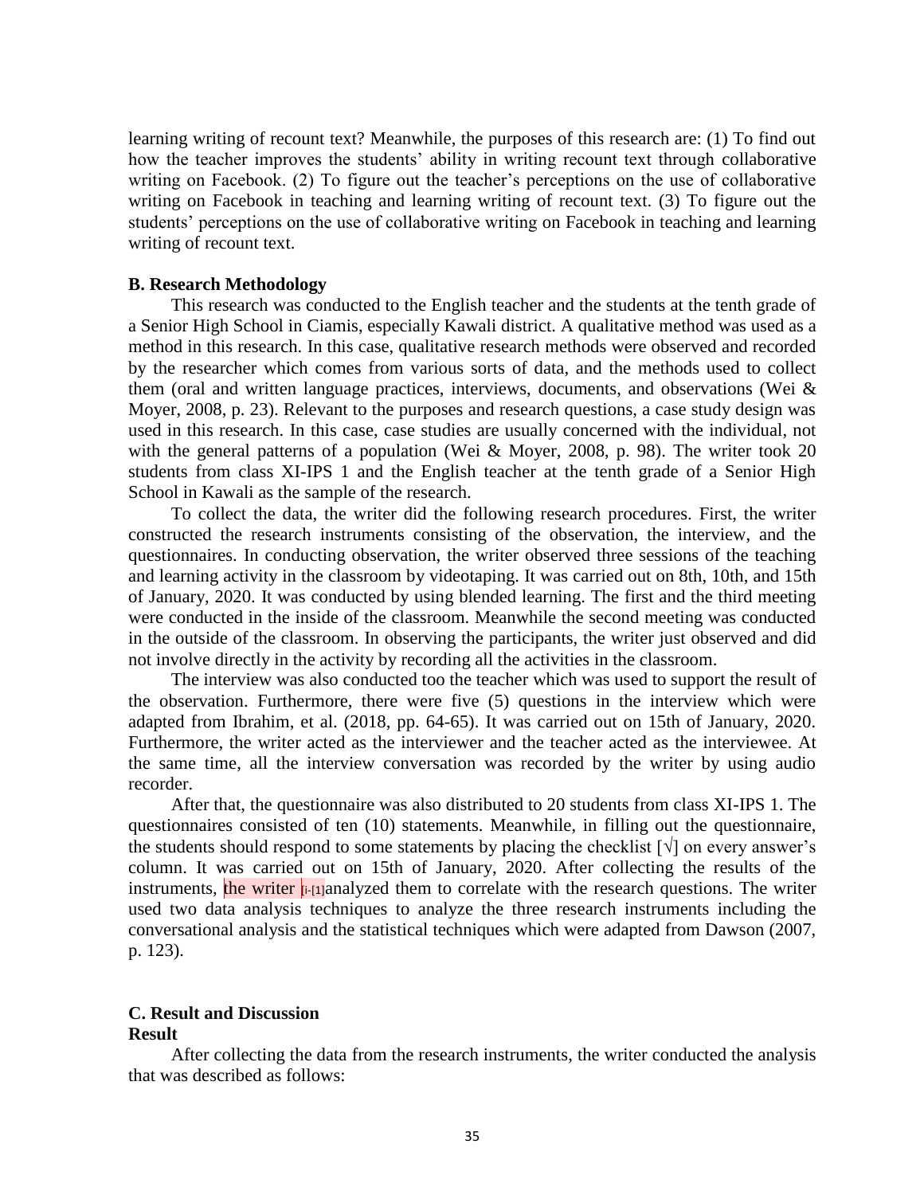learning writing of recount text? Meanwhile, the purposes of this research are: (1) To find out how the teacher improves the students' ability in writing recount text through collaborative writing on Facebook. (2) To figure out the teacher's perceptions on the use of collaborative writing on Facebook in teaching and learning writing of recount text. (3) To figure out the students' perceptions on the use of collaborative writing on Facebook in teaching and learning writing of recount text.

## B. Research Methodology

This research was conducted to the English teacher and the students at the tenth grade of a Senior High School in Ciamis, especially Kawali district. A qualitative method was used as a method in this research. In this case, qualitative research methods were observed and recorded by the researcher which comes from various sorts of data, and the methods used to collect them (oral and written language practices, interviews, documents, and observations (Wei & Moyer, 2008, p. 23). Relevant to the purposes and research questions, a case study design was used in this research. In this case, case studies are usually concerned with the individual, not with the general patterns of a population (Wei & Moyer, 2008, p. 98). The writer took 20 students from class XI-IPS 1 and the English teacher at the tenth grade of a Senior High School in Kawali as the sample of the research.

To collect the data, the writer did the following research procedures. First, the writer constructed the research instruments consisting of the observation, the interview, and the questionnaires. In conducting observation, the writer observed three sessions of the teaching and learning activity in the classroom by videotaping. It was carried out on 8th, 10th, and 15th of January, 2020. It was conducted by using blended learning. The first and the third meeting were conducted in the inside of the classroom. Meanwhile the second meeting was conducted in the outside of the classroom. In observing the participants, the writer just observed and did not involve directly in the activity by recording all the activities in the classroom.

The interview was also conducted too the teacher which was used to support the result of the observation. Furthermore, there were five (5) questions in the interview which were adapted from Ibrahim, et al. (2018, pp. 64-65). It was carried out on 15th of January, 2020. Furthermore, the writer acted as the interviewer and the teacher acted as the interviewee. At the same time, all the interview conversation was recorded by the writer by using audio recorder.

After that, the questionnaire was also distributed to 20 students from class XI-IPS 1. The questionnaires consisted of ten (10) statements. Meanwhile, in filling out the questionnaire, the students should respond to some statements by placing the checklist [√] on every answer's column. It was carried out on 15th of January, 2020. After collecting the results of the instruments, the writer [i-[1]]analyzed them to correlate with the research questions. The writer used two data analysis techniques to analyze the three research instruments including the conversational analysis and the statistical techniques which were adapted from Dawson (2007, p. 123).

## C. Result and Discussion

### Result

After collecting the data from the research instruments, the writer conducted the analysis that was described as follows: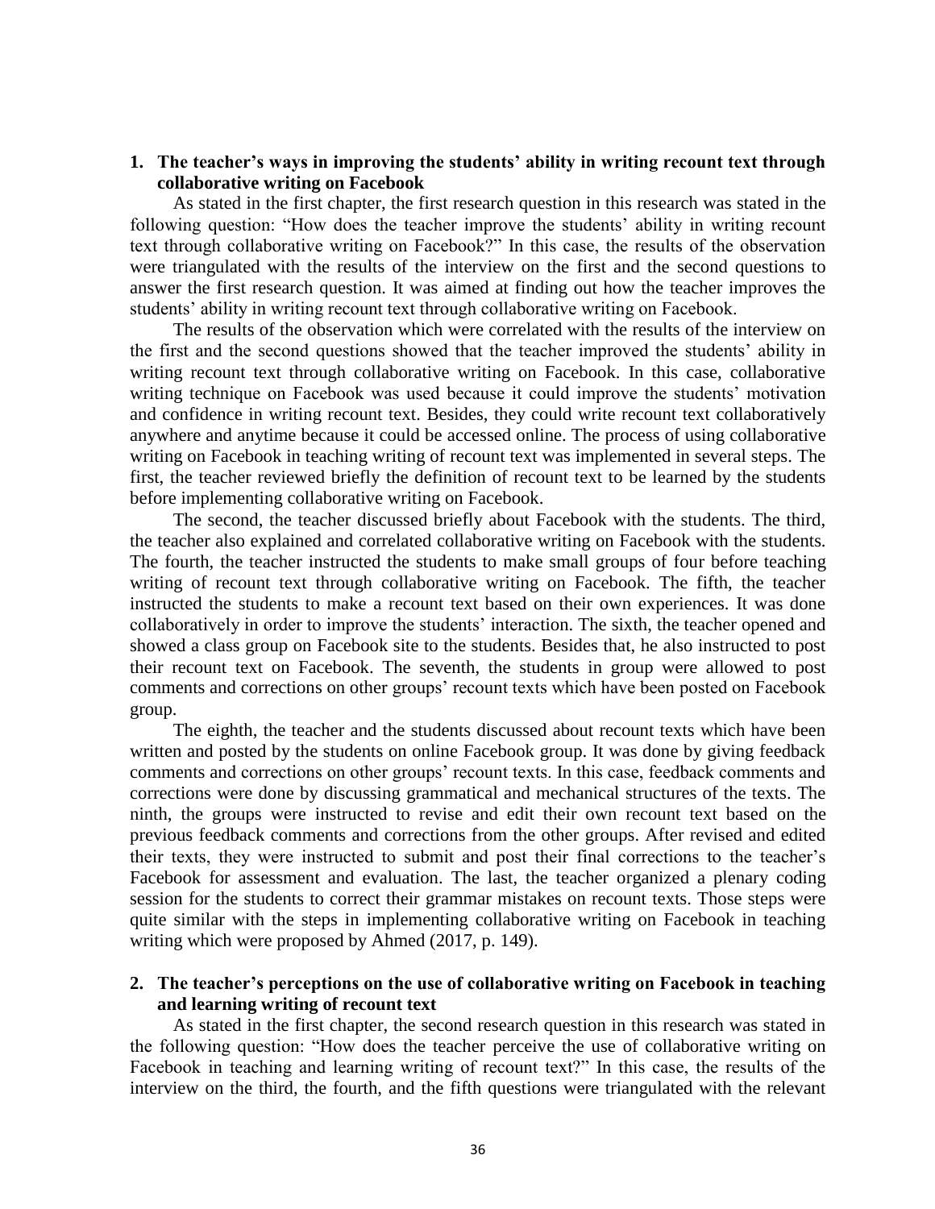## 1. The teacher's ways in improving the students' ability in writing recount text through collaborative writing on Facebook

As stated in the first chapter, the first research question in this research was stated in the following question: "How does the teacher improve the students' ability in writing recount text through collaborative writing on Facebook?" In this case, the results of the observation were triangulated with the results of the interview on the first and the second questions to answer the first research question. It was aimed at finding out how the teacher improves the students' ability in writing recount text through collaborative writing on Facebook.

The results of the observation which were correlated with the results of the interview on the first and the second questions showed that the teacher improved the students' ability in writing recount text through collaborative writing on Facebook. In this case, collaborative writing technique on Facebook was used because it could improve the students' motivation and confidence in writing recount text. Besides, they could write recount text collaboratively anywhere and anytime because it could be accessed online. The process of using collaborative writing on Facebook in teaching writing of recount text was implemented in several steps. The first, the teacher reviewed briefly the definition of recount text to be learned by the students before implementing collaborative writing on Facebook.

The second, the teacher discussed briefly about Facebook with the students. The third, the teacher also explained and correlated collaborative writing on Facebook with the students. The fourth, the teacher instructed the students to make small groups of four before teaching writing of recount text through collaborative writing on Facebook. The fifth, the teacher instructed the students to make a recount text based on their own experiences. It was done collaboratively in order to improve the students' interaction. The sixth, the teacher opened and showed a class group on Facebook site to the students. Besides that, he also instructed to post their recount text on Facebook. The seventh, the students in group were allowed to post comments and corrections on other groups' recount texts which have been posted on Facebook group.

The eighth, the teacher and the students discussed about recount texts which have been written and posted by the students on online Facebook group. It was done by giving feedback comments and corrections on other groups' recount texts. In this case, feedback comments and corrections were done by discussing grammatical and mechanical structures of the texts. The ninth, the groups were instructed to revise and edit their own recount text based on the previous feedback comments and corrections from the other groups. After revised and edited their texts, they were instructed to submit and post their final corrections to the teacher's Facebook for assessment and evaluation. The last, the teacher organized a plenary coding session for the students to correct their grammar mistakes on recount texts. Those steps were quite similar with the steps in implementing collaborative writing on Facebook in teaching writing which were proposed by Ahmed (2017, p. 149).

## 2. The teacher's perceptions on the use of collaborative writing on Facebook in teaching and learning writing of recount text

As stated in the first chapter, the second research question in this research was stated in the following question: "How does the teacher perceive the use of collaborative writing on Facebook in teaching and learning writing of recount text?" In this case, the results of the interview on the third, the fourth, and the fifth questions were triangulated with the relevant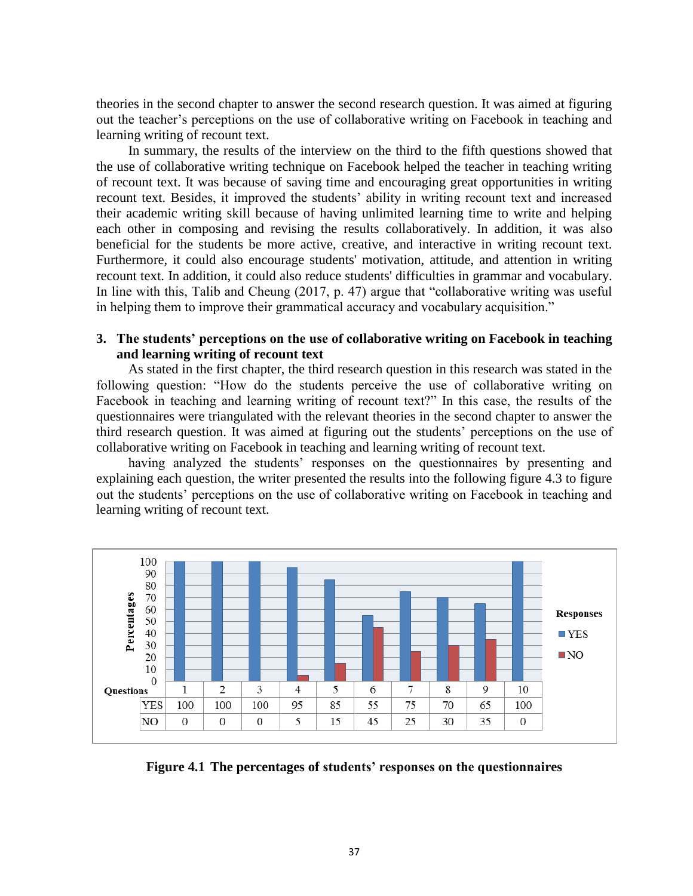theories in the second chapter to answer the second research question. It was aimed at figuring out the teacher's perceptions on the use of collaborative writing on Facebook in teaching and learning writing of recount text.

In summary, the results of the interview on the third to the fifth questions showed that the use of collaborative writing technique on Facebook helped the teacher in teaching writing of recount text. It was because of saving time and encouraging great opportunities in writing recount text. Besides, it improved the students' ability in writing recount text and increased their academic writing skill because of having unlimited learning time to write and helping each other in composing and revising the results collaboratively. In addition, it was also beneficial for the students be more active, creative, and interactive in writing recount text. Furthermore, it could also encourage students' motivation, attitude, and attention in writing recount text. In addition, it could also reduce students' difficulties in grammar and vocabulary. In line with this, Talib and Cheung (2017, p. 47) argue that "collaborative writing was useful in helping them to improve their grammatical accuracy and vocabulary acquisition."

### 3. The students' perceptions on the use of collaborative writing on Facebook in teaching and learning writing of recount text

As stated in the first chapter, the third research question in this research was stated in the following question: "How do the students perceive the use of collaborative writing on Facebook in teaching and learning writing of recount text?" In this case, the results of the questionnaires were triangulated with the relevant theories in the second chapter to answer the third research question. It was aimed at figuring out the students' perceptions on the use of collaborative writing on Facebook in teaching and learning writing of recount text.

having analyzed the students' responses on the questionnaires by presenting and explaining each question, the writer presented the results into the following figure 4.3 to figure out the students' perceptions on the use of collaborative writing on Facebook in teaching and learning writing of recount text.

| Questions | 1 | 2 | 3 | 4 | 5 | 6 | 7 | 8 | 9 | 10 |
|---|---|---|---|---|---|---|---|---|---|---|
| YES | 100 | 100 | 100 | 95 | 85 | 55 | 75 | 70 | 65 | 100 |
| NO | 0 | 0 | 0 | 5 | 15 | 45 | 25 | 30 | 35 | 0 |

**Figure 4.1 The percentages of students' responses on the questionnaires**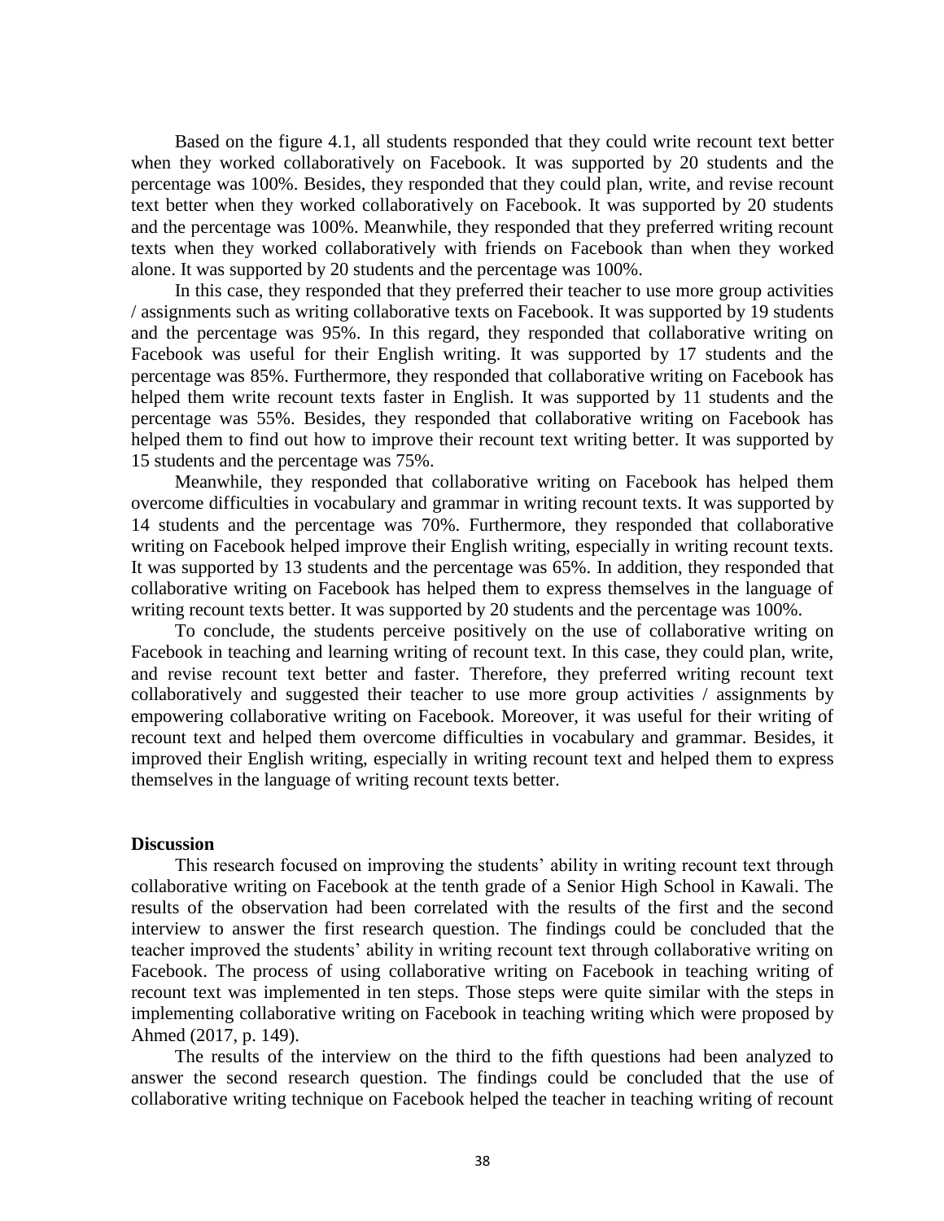Based on the figure 4.1, all students responded that they could write recount text better when they worked collaboratively on Facebook. It was supported by 20 students and the percentage was 100%. Besides, they responded that they could plan, write, and revise recount text better when they worked collaboratively on Facebook. It was supported by 20 students and the percentage was 100%. Meanwhile, they responded that they preferred writing recount texts when they worked collaboratively with friends on Facebook than when they worked alone. It was supported by 20 students and the percentage was 100%.

In this case, they responded that they preferred their teacher to use more group activities / assignments such as writing collaborative texts on Facebook. It was supported by 19 students and the percentage was 95%. In this regard, they responded that collaborative writing on Facebook was useful for their English writing. It was supported by 17 students and the percentage was 85%. Furthermore, they responded that collaborative writing on Facebook has helped them write recount texts faster in English. It was supported by 11 students and the percentage was 55%. Besides, they responded that collaborative writing on Facebook has helped them to find out how to improve their recount text writing better. It was supported by 15 students and the percentage was 75%.

Meanwhile, they responded that collaborative writing on Facebook has helped them overcome difficulties in vocabulary and grammar in writing recount texts. It was supported by 14 students and the percentage was 70%. Furthermore, they responded that collaborative writing on Facebook helped improve their English writing, especially in writing recount texts. It was supported by 13 students and the percentage was 65%. In addition, they responded that collaborative writing on Facebook has helped them to express themselves in the language of writing recount texts better. It was supported by 20 students and the percentage was 100%.

To conclude, the students perceive positively on the use of collaborative writing on Facebook in teaching and learning writing of recount text. In this case, they could plan, write, and revise recount text better and faster. Therefore, they preferred writing recount text collaboratively and suggested their teacher to use more group activities / assignments by empowering collaborative writing on Facebook. Moreover, it was useful for their writing of recount text and helped them overcome difficulties in vocabulary and grammar. Besides, it improved their English writing, especially in writing recount text and helped them to express themselves in the language of writing recount texts better.

**Discussion**

This research focused on improving the students' ability in writing recount text through collaborative writing on Facebook at the tenth grade of a Senior High School in Kawali. The results of the observation had been correlated with the results of the first and the second interview to answer the first research question. The findings could be concluded that the teacher improved the students' ability in writing recount text through collaborative writing on Facebook. The process of using collaborative writing on Facebook in teaching writing of recount text was implemented in ten steps. Those steps were quite similar with the steps in implementing collaborative writing on Facebook in teaching writing which were proposed by Ahmed (2017, p. 149).

The results of the interview on the third to the fifth questions had been analyzed to answer the second research question. The findings could be concluded that the use of collaborative writing technique on Facebook helped the teacher in teaching writing of recount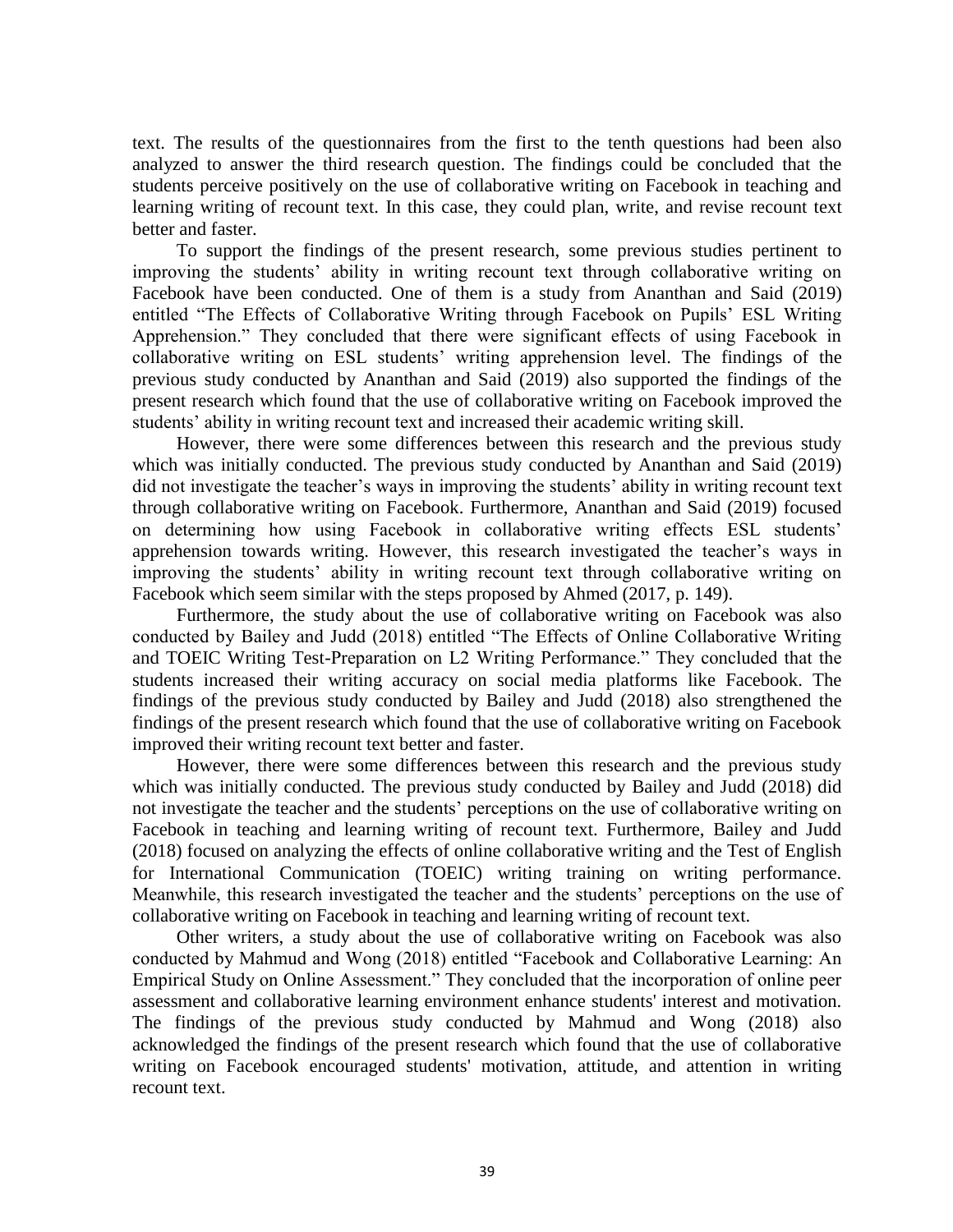text. The results of the questionnaires from the first to the tenth questions had been also analyzed to answer the third research question. The findings could be concluded that the students perceive positively on the use of collaborative writing on Facebook in teaching and learning writing of recount text. In this case, they could plan, write, and revise recount text better and faster.

To support the findings of the present research, some previous studies pertinent to improving the students' ability in writing recount text through collaborative writing on Facebook have been conducted. One of them is a study from Ananthan and Said (2019) entitled "The Effects of Collaborative Writing through Facebook on Pupils' ESL Writing Apprehension." They concluded that there were significant effects of using Facebook in collaborative writing on ESL students' writing apprehension level. The findings of the previous study conducted by Ananthan and Said (2019) also supported the findings of the present research which found that the use of collaborative writing on Facebook improved the students' ability in writing recount text and increased their academic writing skill.

However, there were some differences between this research and the previous study which was initially conducted. The previous study conducted by Ananthan and Said (2019) did not investigate the teacher's ways in improving the students' ability in writing recount text through collaborative writing on Facebook. Furthermore, Ananthan and Said (2019) focused on determining how using Facebook in collaborative writing effects ESL students' apprehension towards writing. However, this research investigated the teacher's ways in improving the students' ability in writing recount text through collaborative writing on Facebook which seem similar with the steps proposed by Ahmed (2017, p. 149).

Furthermore, the study about the use of collaborative writing on Facebook was also conducted by Bailey and Judd (2018) entitled "The Effects of Online Collaborative Writing and TOEIC Writing Test-Preparation on L2 Writing Performance." They concluded that the students increased their writing accuracy on social media platforms like Facebook. The findings of the previous study conducted by Bailey and Judd (2018) also strengthened the findings of the present research which found that the use of collaborative writing on Facebook improved their writing recount text better and faster.

However, there were some differences between this research and the previous study which was initially conducted. The previous study conducted by Bailey and Judd (2018) did not investigate the teacher and the students' perceptions on the use of collaborative writing on Facebook in teaching and learning writing of recount text. Furthermore, Bailey and Judd (2018) focused on analyzing the effects of online collaborative writing and the Test of English for International Communication (TOEIC) writing training on writing performance. Meanwhile, this research investigated the teacher and the students' perceptions on the use of collaborative writing on Facebook in teaching and learning writing of recount text.

Other writers, a study about the use of collaborative writing on Facebook was also conducted by Mahmud and Wong (2018) entitled "Facebook and Collaborative Learning: An Empirical Study on Online Assessment." They concluded that the incorporation of online peer assessment and collaborative learning environment enhance students' interest and motivation. The findings of the previous study conducted by Mahmud and Wong (2018) also acknowledged the findings of the present research which found that the use of collaborative writing on Facebook encouraged students' motivation, attitude, and attention in writing recount text.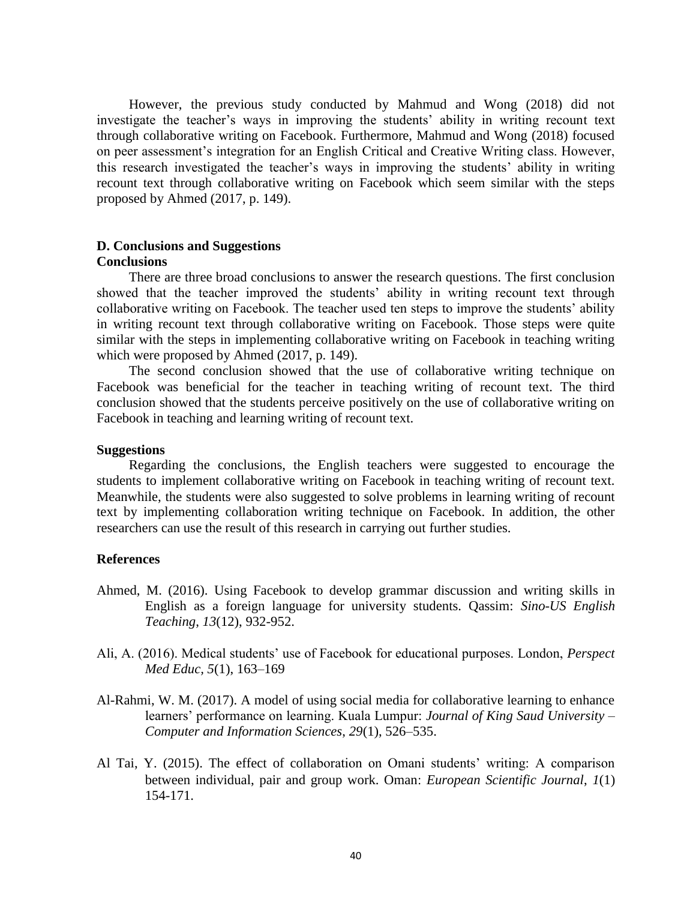However, the previous study conducted by Mahmud and Wong (2018) did not investigate the teacher's ways in improving the students' ability in writing recount text through collaborative writing on Facebook. Furthermore, Mahmud and Wong (2018) focused on peer assessment's integration for an English Critical and Creative Writing class. However, this research investigated the teacher's ways in improving the students' ability in writing recount text through collaborative writing on Facebook which seem similar with the steps proposed by Ahmed (2017, p. 149).

## D. Conclusions and Suggestions

### Conclusions

There are three broad conclusions to answer the research questions. The first conclusion showed that the teacher improved the students' ability in writing recount text through collaborative writing on Facebook. The teacher used ten steps to improve the students' ability in writing recount text through collaborative writing on Facebook. Those steps were quite similar with the steps in implementing collaborative writing on Facebook in teaching writing which were proposed by Ahmed (2017, p. 149).

The second conclusion showed that the use of collaborative writing technique on Facebook was beneficial for the teacher in teaching writing of recount text. The third conclusion showed that the students perceive positively on the use of collaborative writing on Facebook in teaching and learning writing of recount text.

### Suggestions

Regarding the conclusions, the English teachers were suggested to encourage the students to implement collaborative writing on Facebook in teaching writing of recount text. Meanwhile, the students were also suggested to solve problems in learning writing of recount text by implementing collaboration writing technique on Facebook. In addition, the other researchers can use the result of this research in carrying out further studies.

## References

Ahmed, M. (2016). Using Facebook to develop grammar discussion and writing skills in English as a foreign language for university students. Qassim: *Sino-US English Teaching*, *13*(12), 932-952.

Ali, A. (2016). Medical students' use of Facebook for educational purposes. London, *Perspect Med Educ*, *5*(1), 163–169

Al-Rahmi, W. M. (2017). A model of using social media for collaborative learning to enhance learners' performance on learning. Kuala Lumpur: *Journal of King Saud University – Computer and Information Sciences*, *29*(1), 526–535.

Al Tai, Y. (2015). The effect of collaboration on Omani students' writing: A comparison between individual, pair and group work. Oman: *European Scientific Journal*, *1*(1) 154-171.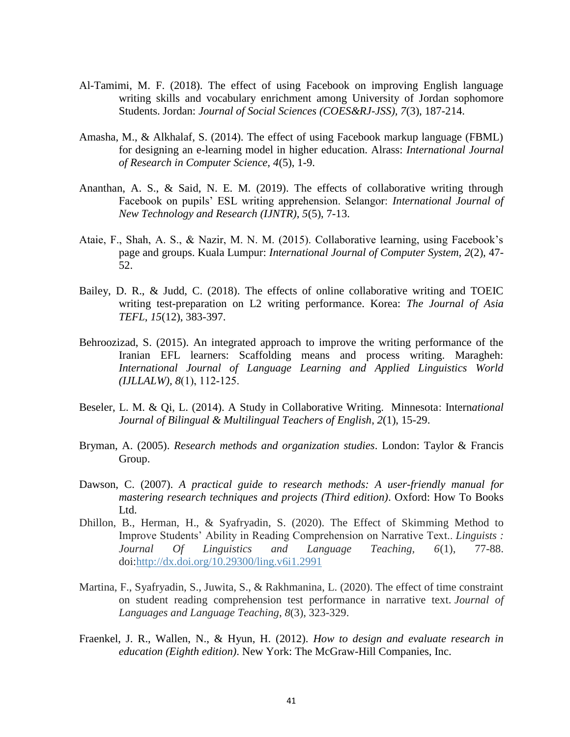Al-Tamimi, M. F. (2018). The effect of using Facebook on improving English language writing skills and vocabulary enrichment among University of Jordan sophomore Students. Jordan: *Journal of Social Sciences (COES&RJ-JSS), 7*(3), 187-214.

Amasha, M., & Alkhalaf, S. (2014). The effect of using Facebook markup language (FBML) for designing an e-learning model in higher education. Alrass: *International Journal of Research in Computer Science, 4*(5), 1-9.

Ananthan, A. S., & Said, N. E. M. (2019). The effects of collaborative writing through Facebook on pupils' ESL writing apprehension. Selangor: *International Journal of New Technology and Research (IJNTR), 5*(5), 7-13.

Ataie, F., Shah, A. S., & Nazir, M. N. M. (2015). Collaborative learning, using Facebook's page and groups. Kuala Lumpur: *International Journal of Computer System, 2*(2), 47-52.

Bailey, D. R., & Judd, C. (2018). The effects of online collaborative writing and TOEIC writing test-preparation on L2 writing performance. Korea: *The Journal of Asia TEFL*, *15*(12), 383-397.

Behroozizad, S. (2015). An integrated approach to improve the writing performance of the Iranian EFL learners: Scaffolding means and process writing. Maragheh: *International Journal of Language Learning and Applied Linguistics World (IJLLALW), 8*(1), 112-125.

Beseler, L. M. & Qi, L. (2014). A Study in Collaborative Writing. Minnesota: Intern*ational Journal of Bilingual & Multilingual Teachers of English*, *2*(1), 15-29.

Bryman, A. (2005). *Research methods and organization studies*. London: Taylor & Francis Group.

Dawson, C. (2007). *A practical guide to research methods: A user-friendly manual for mastering research techniques and projects (Third edition)*. Oxford: How To Books Ltd.

Dhillon, B., Herman, H., & Syafryadin, S. (2020). The Effect of Skimming Method to Improve Students' Ability in Reading Comprehension on Narrative Text.. *Linguists : Journal Of Linguistics and Language Teaching*, *6*(1), 77-88. doi:[http://dx.doi.org/10.29300/ling.v6i1.2991](http://dx.doi.org/10.29300/ling.v6i1.2991)

Martina, F., Syafryadin, S., Juwita, S., & Rakhmanina, L. (2020). The effect of time constraint on student reading comprehension test performance in narrative text. *Journal of Languages and Language Teaching*, *8*(3), 323-329.

Fraenkel, J. R., Wallen, N., & Hyun, H. (2012). *How to design and evaluate research in education (Eighth edition)*. New York: The McGraw-Hill Companies, Inc.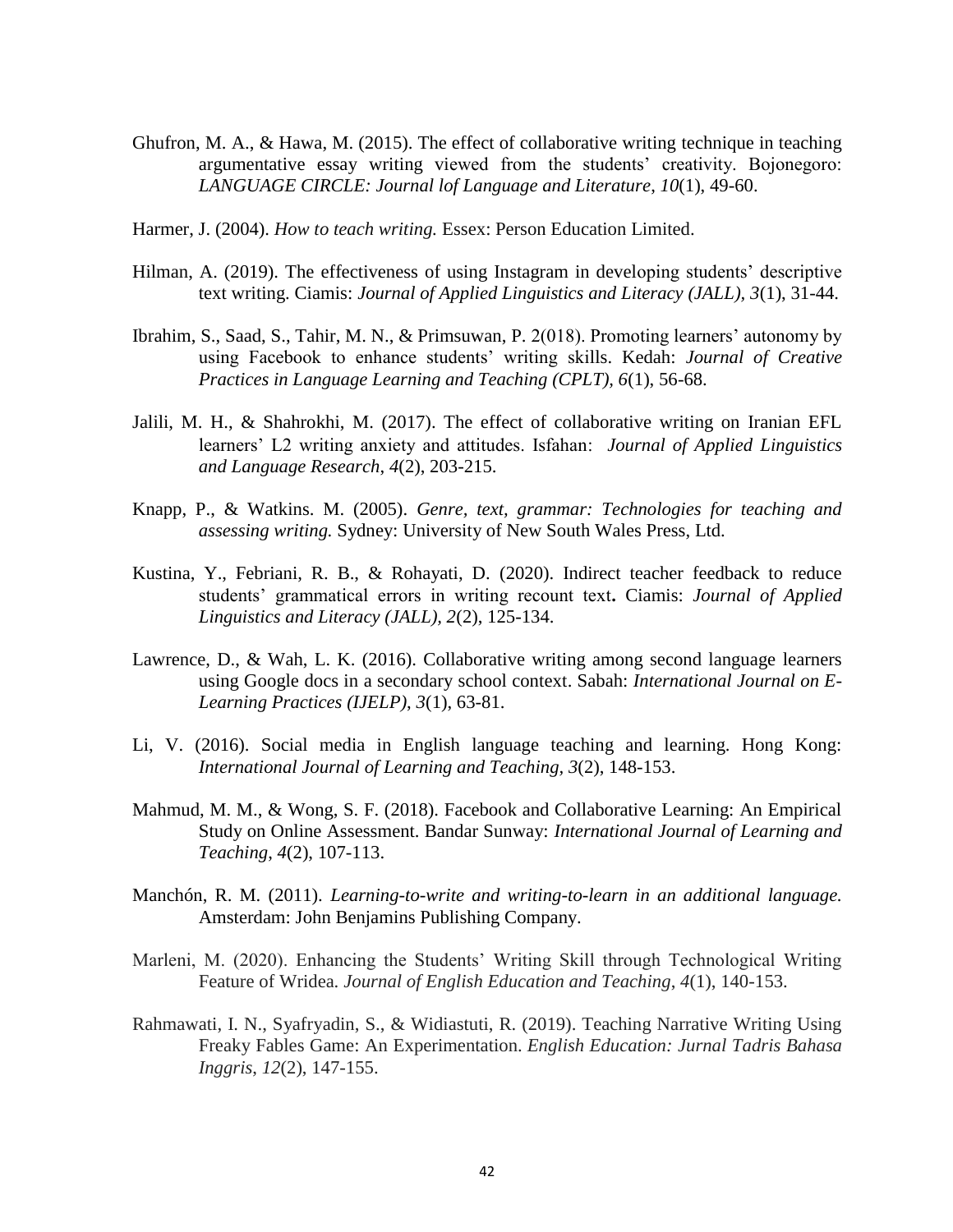Ghufron, M. A., & Hawa, M. (2015). The effect of collaborative writing technique in teaching argumentative essay writing viewed from the students' creativity. Bojonegoro: *LANGUAGE CIRCLE: Journal lof Language and Literature*, *10*(1), 49-60.

Harmer, J. (2004). *How to teach writing.* Essex: Person Education Limited.

Hilman, A. (2019). The effectiveness of using Instagram in developing students' descriptive text writing. Ciamis: *Journal of Applied Linguistics and Literacy (JALL), 3*(1), 31-44.

Ibrahim, S., Saad, S., Tahir, M. N., & Primsuwan, P. 2(018). Promoting learners' autonomy by using Facebook to enhance students' writing skills. Kedah: *Journal of Creative Practices in Language Learning and Teaching (CPLT), 6*(1), 56-68.

Jalili, M. H., & Shahrokhi, M. (2017). The effect of collaborative writing on Iranian EFL learners' L2 writing anxiety and attitudes. Isfahan: *Journal of Applied Linguistics and Language Research*, *4*(2), 203-215.

Knapp, P., & Watkins. M. (2005). *Genre, text, grammar: Technologies for teaching and assessing writing.* Sydney: University of New South Wales Press, Ltd.

Kustina, Y., Febriani, R. B., & Rohayati, D. (2020). Indirect teacher feedback to reduce students' grammatical errors in writing recount text**.** Ciamis: *Journal of Applied Linguistics and Literacy (JALL), 2*(2), 125-134.

Lawrence, D., & Wah, L. K. (2016). Collaborative writing among second language learners using Google docs in a secondary school context. Sabah: *International Journal on E-Learning Practices (IJELP)*, *3*(1), 63-81.

Li, V. (2016). Social media in English language teaching and learning. Hong Kong: *International Journal of Learning and Teaching, 3*(2), 148-153.

Mahmud, M. M., & Wong, S. F. (2018). Facebook and Collaborative Learning: An Empirical Study on Online Assessment. Bandar Sunway: *International Journal of Learning and Teaching*, *4*(2), 107-113.

Manchón, R. M. (2011). *Learning-to-write and writing-to-learn in an additional language.* Amsterdam: John Benjamins Publishing Company.

Marleni, M. (2020). Enhancing the Students' Writing Skill through Technological Writing Feature of Wridea. *Journal of English Education and Teaching*, *4*(1), 140-153.

Rahmawati, I. N., Syafryadin, S., & Widiastuti, R. (2019). Teaching Narrative Writing Using Freaky Fables Game: An Experimentation. *English Education: Jurnal Tadris Bahasa Inggris*, *12*(2), 147-155.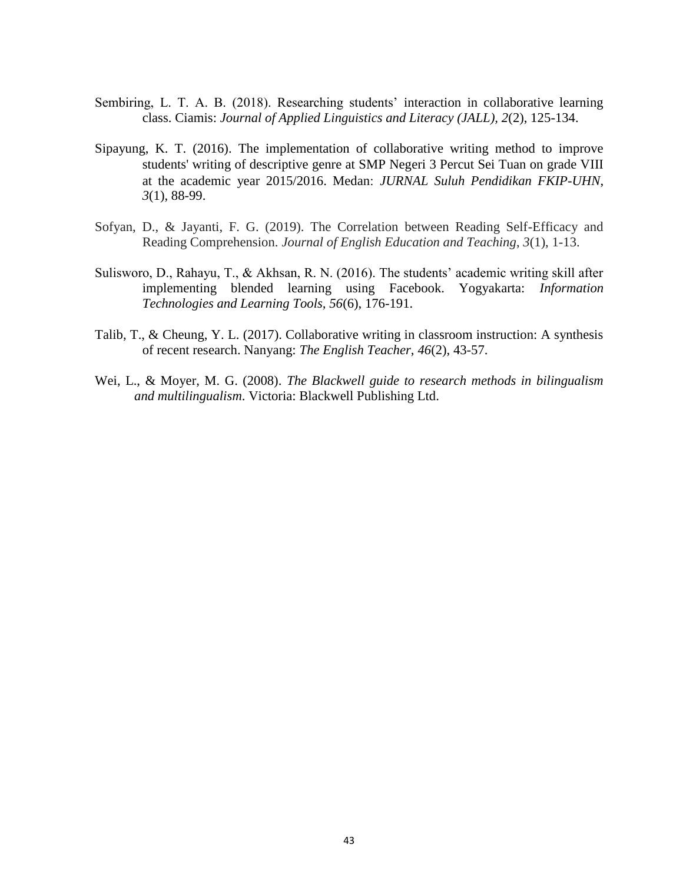Sembiring, L. T. A. B. (2018). Researching students' interaction in collaborative learning class. Ciamis: *Journal of Applied Linguistics and Literacy (JALL), 2*(2), 125-134.

Sipayung, K. T. (2016). The implementation of collaborative writing method to improve students' writing of descriptive genre at SMP Negeri 3 Percut Sei Tuan on grade VIII at the academic year 2015/2016. Medan: *JURNAL Suluh Pendidikan FKIP-UHN, 3*(1), 88-99.

Sofyan, D., & Jayanti, F. G. (2019). The Correlation between Reading Self-Efficacy and Reading Comprehension. *Journal of English Education and Teaching, 3*(1), 1-13.

Sulisworo, D., Rahayu, T., & Akhsan, R. N. (2016). The students' academic writing skill after implementing blended learning using Facebook. Yogyakarta: *Information Technologies and Learning Tools, 56*(6), 176-191.

Talib, T., & Cheung, Y. L. (2017). Collaborative writing in classroom instruction: A synthesis of recent research. Nanyang: *The English Teacher*, *46*(2), 43-57.

Wei, L., & Moyer, M. G. (2008). *The Blackwell guide to research methods in bilingualism and multilingualism*. Victoria: Blackwell Publishing Ltd.